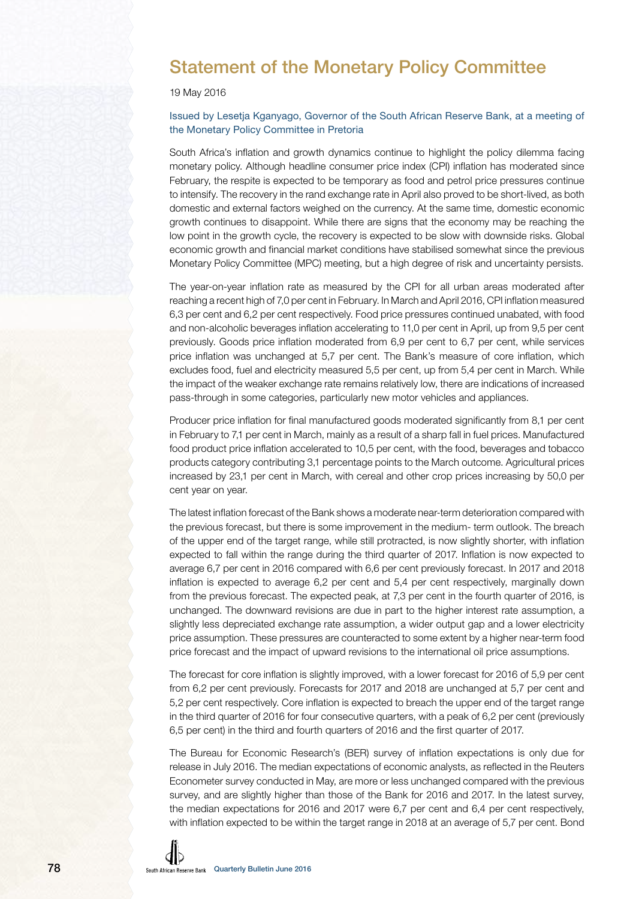# Statement of the Monetary Policy Committee

19 May 2016

Issued by Lesetja Kganyago, Governor of the South African Reserve Bank, at a meeting of the Monetary Policy Committee in Pretoria

South Africa's inflation and growth dynamics continue to highlight the policy dilemma facing monetary policy. Although headline consumer price index (CPI) inflation has moderated since February, the respite is expected to be temporary as food and petrol price pressures continue to intensify. The recovery in the rand exchange rate in April also proved to be short-lived, as both domestic and external factors weighed on the currency. At the same time, domestic economic growth continues to disappoint. While there are signs that the economy may be reaching the low point in the growth cycle, the recovery is expected to be slow with downside risks. Global economic growth and financial market conditions have stabilised somewhat since the previous Monetary Policy Committee (MPC) meeting, but a high degree of risk and uncertainty persists.

The year-on-year inflation rate as measured by the CPI for all urban areas moderated after reaching a recent high of 7,0 per cent in February. In March and April 2016, CPI inflation measured 6,3 per cent and 6,2 per cent respectively. Food price pressures continued unabated, with food and non-alcoholic beverages inflation accelerating to 11,0 per cent in April, up from 9,5 per cent previously. Goods price inflation moderated from 6,9 per cent to 6,7 per cent, while services price inflation was unchanged at 5,7 per cent. The Bank's measure of core inflation, which excludes food, fuel and electricity measured 5,5 per cent, up from 5,4 per cent in March. While the impact of the weaker exchange rate remains relatively low, there are indications of increased pass-through in some categories, particularly new motor vehicles and appliances.

Producer price inflation for final manufactured goods moderated significantly from 8,1 per cent in February to 7,1 per cent in March, mainly as a result of a sharp fall in fuel prices. Manufactured food product price inflation accelerated to 10,5 per cent, with the food, beverages and tobacco products category contributing 3,1 percentage points to the March outcome. Agricultural prices increased by 23,1 per cent in March, with cereal and other crop prices increasing by 50,0 per cent year on year.

The latest inflation forecast of the Bank shows a moderate near-term deterioration compared with the previous forecast, but there is some improvement in the medium- term outlook. The breach of the upper end of the target range, while still protracted, is now slightly shorter, with inflation expected to fall within the range during the third quarter of 2017. Inflation is now expected to average 6,7 per cent in 2016 compared with 6,6 per cent previously forecast. In 2017 and 2018 inflation is expected to average 6,2 per cent and 5,4 per cent respectively, marginally down from the previous forecast. The expected peak, at 7,3 per cent in the fourth quarter of 2016, is unchanged. The downward revisions are due in part to the higher interest rate assumption, a slightly less depreciated exchange rate assumption, a wider output gap and a lower electricity price assumption. These pressures are counteracted to some extent by a higher near-term food price forecast and the impact of upward revisions to the international oil price assumptions.

The forecast for core inflation is slightly improved, with a lower forecast for 2016 of 5,9 per cent from 6,2 per cent previously. Forecasts for 2017 and 2018 are unchanged at 5,7 per cent and 5,2 per cent respectively. Core inflation is expected to breach the upper end of the target range in the third quarter of 2016 for four consecutive quarters, with a peak of 6,2 per cent (previously 6,5 per cent) in the third and fourth quarters of 2016 and the first quarter of 2017.

The Bureau for Economic Research's (BER) survey of inflation expectations is only due for release in July 2016. The median expectations of economic analysts, as reflected in the Reuters Econometer survey conducted in May, are more or less unchanged compared with the previous survey, and are slightly higher than those of the Bank for 2016 and 2017. In the latest survey, the median expectations for 2016 and 2017 were 6,7 per cent and 6,4 per cent respectively, with inflation expected to be within the target range in 2018 at an average of 5,7 per cent. Bond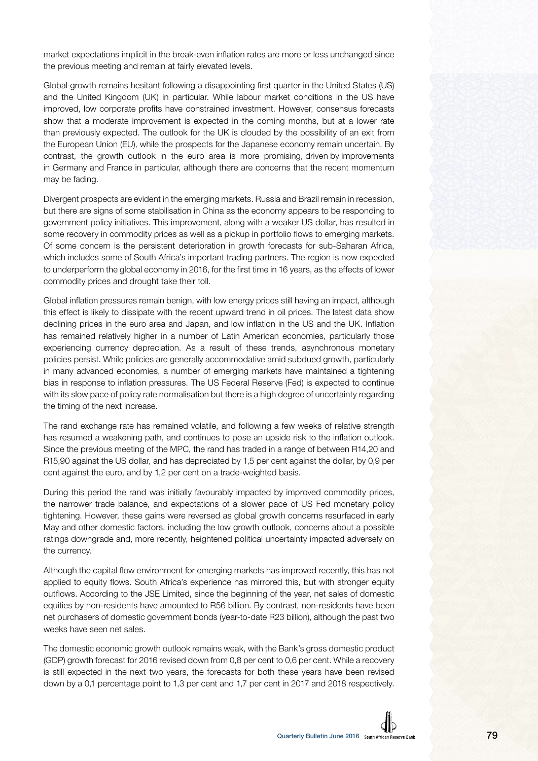market expectations implicit in the break-even inflation rates are more or less unchanged since the previous meeting and remain at fairly elevated levels.

Global growth remains hesitant following a disappointing first quarter in the United States (US) and the United Kingdom (UK) in particular. While labour market conditions in the US have improved, low corporate profits have constrained investment. However, consensus forecasts show that a moderate improvement is expected in the coming months, but at a lower rate than previously expected. The outlook for the UK is clouded by the possibility of an exit from the European Union (EU), while the prospects for the Japanese economy remain uncertain. By contrast, the growth outlook in the euro area is more promising, driven by improvements in Germany and France in particular, although there are concerns that the recent momentum may be fading.

Divergent prospects are evident in the emerging markets. Russia and Brazil remain in recession, but there are signs of some stabilisation in China as the economy appears to be responding to government policy initiatives. This improvement, along with a weaker US dollar, has resulted in some recovery in commodity prices as well as a pickup in portfolio flows to emerging markets. Of some concern is the persistent deterioration in growth forecasts for sub-Saharan Africa, which includes some of South Africa's important trading partners. The region is now expected to underperform the global economy in 2016, for the first time in 16 years, as the effects of lower commodity prices and drought take their toll.

Global inflation pressures remain benign, with low energy prices still having an impact, although this effect is likely to dissipate with the recent upward trend in oil prices. The latest data show declining prices in the euro area and Japan, and low inflation in the US and the UK. Inflation has remained relatively higher in a number of Latin American economies, particularly those experiencing currency depreciation. As a result of these trends, asynchronous monetary policies persist. While policies are generally accommodative amid subdued growth, particularly in many advanced economies, a number of emerging markets have maintained a tightening bias in response to inflation pressures. The US Federal Reserve (Fed) is expected to continue with its slow pace of policy rate normalisation but there is a high degree of uncertainty regarding the timing of the next increase.

The rand exchange rate has remained volatile, and following a few weeks of relative strength has resumed a weakening path, and continues to pose an upside risk to the inflation outlook. Since the previous meeting of the MPC, the rand has traded in a range of between R14,20 and R15,90 against the US dollar, and has depreciated by 1,5 per cent against the dollar, by 0,9 per cent against the euro, and by 1,2 per cent on a trade-weighted basis.

During this period the rand was initially favourably impacted by improved commodity prices, the narrower trade balance, and expectations of a slower pace of US Fed monetary policy tightening. However, these gains were reversed as global growth concerns resurfaced in early May and other domestic factors, including the low growth outlook, concerns about a possible ratings downgrade and, more recently, heightened political uncertainty impacted adversely on the currency.

Although the capital flow environment for emerging markets has improved recently, this has not applied to equity flows. South Africa's experience has mirrored this, but with stronger equity outflows. According to the JSE Limited, since the beginning of the year, net sales of domestic equities by non-residents have amounted to R56 billion. By contrast, non-residents have been net purchasers of domestic government bonds (year-to-date R23 billion), although the past two weeks have seen net sales.

The domestic economic growth outlook remains weak, with the Bank's gross domestic product (GDP) growth forecast for 2016 revised down from 0,8 per cent to 0,6 per cent. While a recovery is still expected in the next two years, the forecasts for both these years have been revised down by a 0,1 percentage point to 1,3 per cent and 1,7 per cent in 2017 and 2018 respectively.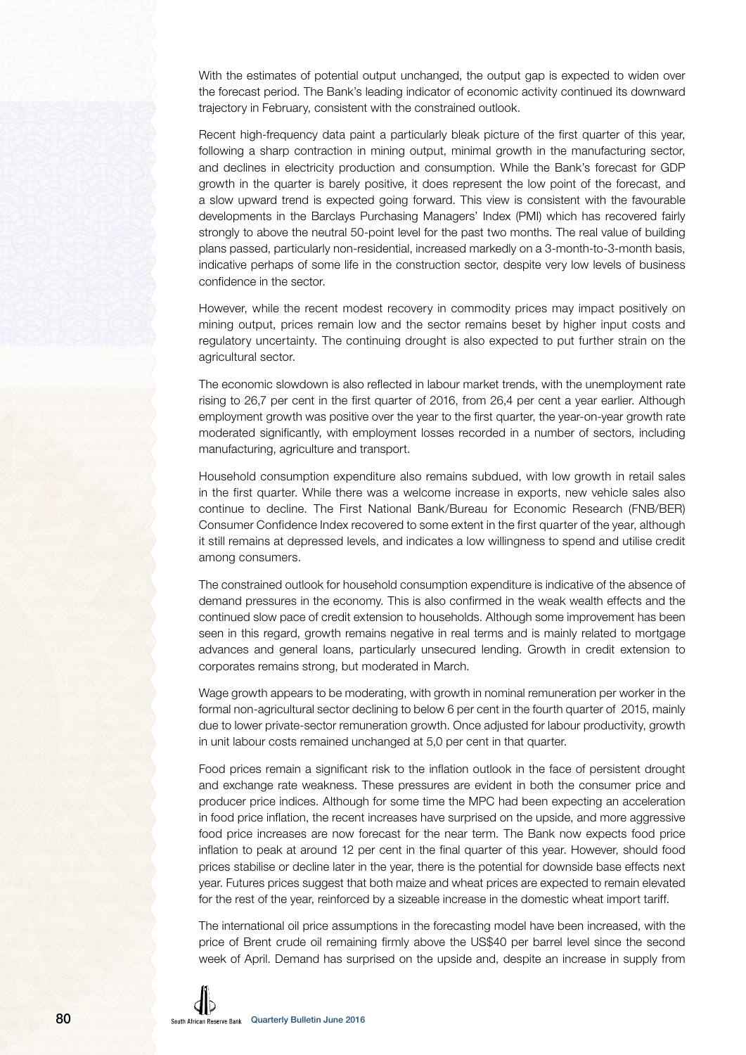With the estimates of potential output unchanged, the output gap is expected to widen over the forecast period. The Bank's leading indicator of economic activity continued its downward trajectory in February, consistent with the constrained outlook.

Recent high-frequency data paint a particularly bleak picture of the first quarter of this year, following a sharp contraction in mining output, minimal growth in the manufacturing sector, and declines in electricity production and consumption. While the Bank's forecast for GDP growth in the quarter is barely positive, it does represent the low point of the forecast, and a slow upward trend is expected going forward. This view is consistent with the favourable developments in the Barclays Purchasing Managers' Index (PMI) which has recovered fairly strongly to above the neutral 50-point level for the past two months. The real value of building plans passed, particularly non-residential, increased markedly on a 3-month-to-3-month basis, indicative perhaps of some life in the construction sector, despite very low levels of business confidence in the sector.

However, while the recent modest recovery in commodity prices may impact positively on mining output, prices remain low and the sector remains beset by higher input costs and regulatory uncertainty. The continuing drought is also expected to put further strain on the agricultural sector.

The economic slowdown is also reflected in labour market trends, with the unemployment rate rising to 26,7 per cent in the first quarter of 2016, from 26,4 per cent a year earlier. Although employment growth was positive over the year to the first quarter, the year-on-year growth rate moderated significantly, with employment losses recorded in a number of sectors, including manufacturing, agriculture and transport.

Household consumption expenditure also remains subdued, with low growth in retail sales in the first quarter. While there was a welcome increase in exports, new vehicle sales also continue to decline. The First National Bank/Bureau for Economic Research (FNB/BER) Consumer Confidence Index recovered to some extent in the first quarter of the year, although it still remains at depressed levels, and indicates a low willingness to spend and utilise credit among consumers.

The constrained outlook for household consumption expenditure is indicative of the absence of demand pressures in the economy. This is also confirmed in the weak wealth effects and the continued slow pace of credit extension to households. Although some improvement has been seen in this regard, growth remains negative in real terms and is mainly related to mortgage advances and general loans, particularly unsecured lending. Growth in credit extension to corporates remains strong, but moderated in March.

Wage growth appears to be moderating, with growth in nominal remuneration per worker in the formal non-agricultural sector declining to below 6 per cent in the fourth quarter of 2015, mainly due to lower private-sector remuneration growth. Once adjusted for labour productivity, growth in unit labour costs remained unchanged at 5,0 per cent in that quarter.

Food prices remain a significant risk to the inflation outlook in the face of persistent drought and exchange rate weakness. These pressures are evident in both the consumer price and producer price indices. Although for some time the MPC had been expecting an acceleration in food price inflation, the recent increases have surprised on the upside, and more aggressive food price increases are now forecast for the near term. The Bank now expects food price inflation to peak at around 12 per cent in the final quarter of this year. However, should food prices stabilise or decline later in the year, there is the potential for downside base effects next year. Futures prices suggest that both maize and wheat prices are expected to remain elevated for the rest of the year, reinforced by a sizeable increase in the domestic wheat import tariff.

The international oil price assumptions in the forecasting model have been increased, with the price of Brent crude oil remaining firmly above the US$40 per barrel level since the second week of April. Demand has surprised on the upside and, despite an increase in supply from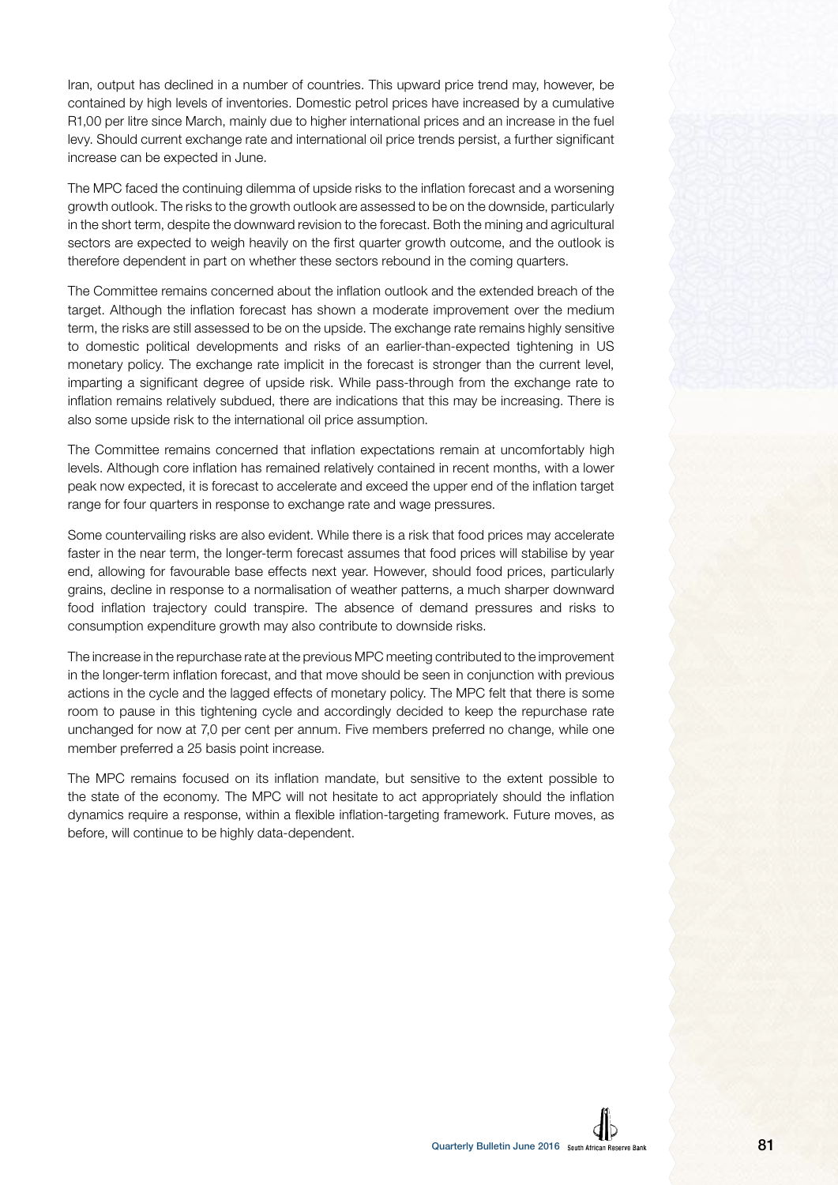Iran, output has declined in a number of countries. This upward price trend may, however, be contained by high levels of inventories. Domestic petrol prices have increased by a cumulative R1,00 per litre since March, mainly due to higher international prices and an increase in the fuel levy. Should current exchange rate and international oil price trends persist, a further significant increase can be expected in June.

The MPC faced the continuing dilemma of upside risks to the inflation forecast and a worsening growth outlook. The risks to the growth outlook are assessed to be on the downside, particularly in the short term, despite the downward revision to the forecast. Both the mining and agricultural sectors are expected to weigh heavily on the first quarter growth outcome, and the outlook is therefore dependent in part on whether these sectors rebound in the coming quarters.

The Committee remains concerned about the inflation outlook and the extended breach of the target. Although the inflation forecast has shown a moderate improvement over the medium term, the risks are still assessed to be on the upside. The exchange rate remains highly sensitive to domestic political developments and risks of an earlier-than-expected tightening in US monetary policy. The exchange rate implicit in the forecast is stronger than the current level, imparting a significant degree of upside risk. While pass-through from the exchange rate to inflation remains relatively subdued, there are indications that this may be increasing. There is also some upside risk to the international oil price assumption.

The Committee remains concerned that inflation expectations remain at uncomfortably high levels. Although core inflation has remained relatively contained in recent months, with a lower peak now expected, it is forecast to accelerate and exceed the upper end of the inflation target range for four quarters in response to exchange rate and wage pressures.

Some countervailing risks are also evident. While there is a risk that food prices may accelerate faster in the near term, the longer-term forecast assumes that food prices will stabilise by year end, allowing for favourable base effects next year. However, should food prices, particularly grains, decline in response to a normalisation of weather patterns, a much sharper downward food inflation trajectory could transpire. The absence of demand pressures and risks to consumption expenditure growth may also contribute to downside risks.

The increase in the repurchase rate at the previous MPC meeting contributed to the improvement in the longer-term inflation forecast, and that move should be seen in conjunction with previous actions in the cycle and the lagged effects of monetary policy. The MPC felt that there is some room to pause in this tightening cycle and accordingly decided to keep the repurchase rate unchanged for now at 7,0 per cent per annum. Five members preferred no change, while one member preferred a 25 basis point increase.

The MPC remains focused on its inflation mandate, but sensitive to the extent possible to the state of the economy. The MPC will not hesitate to act appropriately should the inflation dynamics require a response, within a flexible inflation-targeting framework. Future moves, as before, will continue to be highly data-dependent.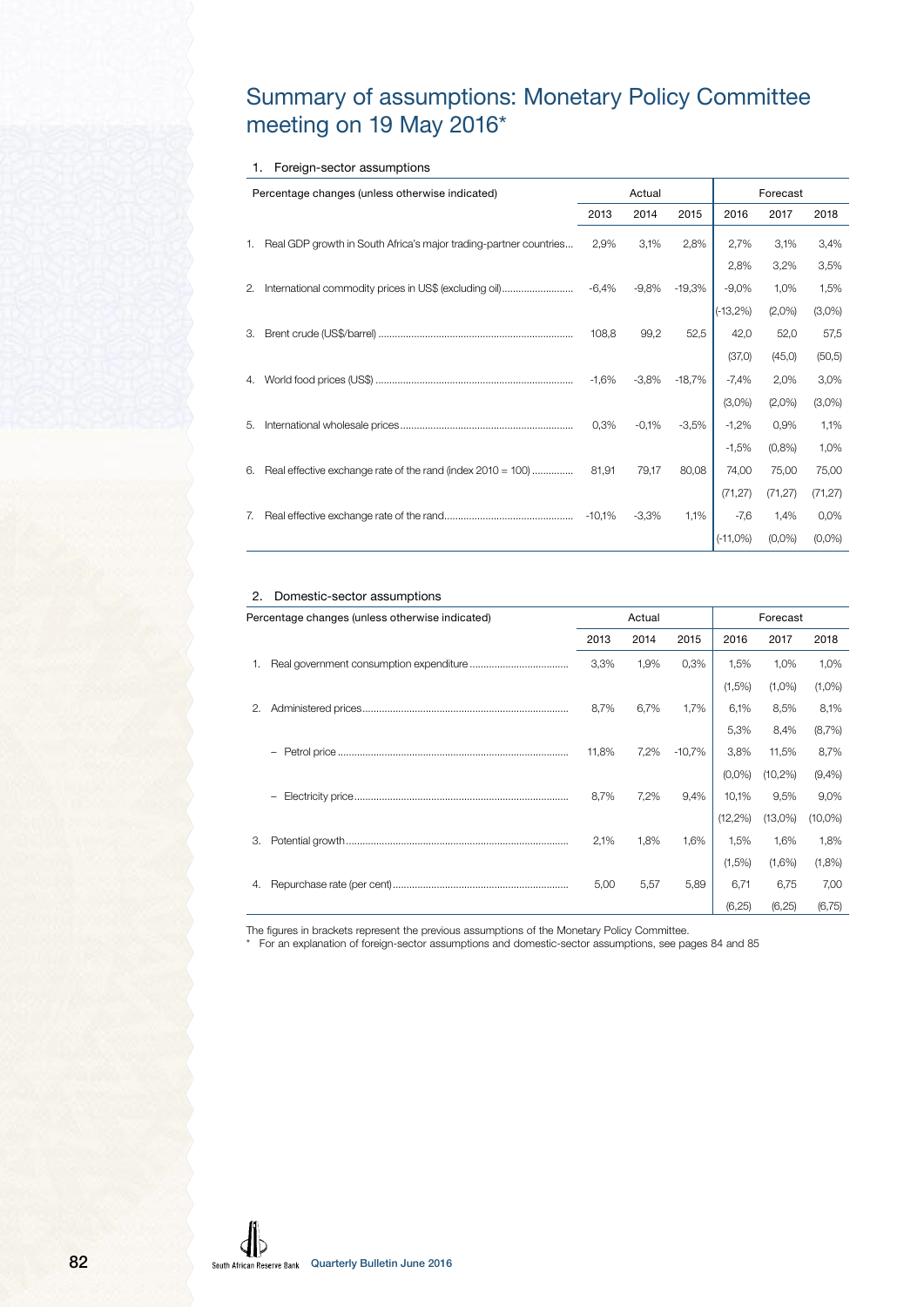# Summary of assumptions: Monetary Policy Committee meeting on 19 May 2016*

## 1. Foreign-sector assumptions

| Percentage changes (unless otherwise indicated) | Actual | | | Forecast | | |
|---|---|---|---|---|---|---|
| | 2013 | 2014 | 2015 | 2016 | 2017 | 2018 |
| 1. Real GDP growth in South Africa's major trading-partner countries | 2,9% | 3,1% | 2,8% | 2,7% | 3,1% | 3,4% |
| | | | | 2,8% | 3,2% | 3,5% |
| 2. International commodity prices in US$ (excluding oil) | -6,4% | -9,8% | -19,3% | -9,0% | 1,0% | 1,5% |
| | | | | (-13,2%) | (2,0%) | (3,0%) |
| 3. Brent crude (US$/barrel) | 108,8 | 99,2 | 52,5 | 42,0 | 52,0 | 57,5 |
| | | | | (37,0) | (45,0) | (50,5) |
| 4. World food prices (US$) | -1,6% | -3,8% | -18,7% | -7,4% | 2,0% | 3,0% |
| | | | | (3,0%) | (2,0%) | (3,0%) |
| 5. International wholesale prices | 0,3% | -0,1% | -3,5% | -1,2% | 0,9% | 1,1% |
| | | | | -1,5% | (0,8%) | 1,0% |
| 6. Real effective exchange rate of the rand (index 2010 = 100) | 81,91 | 79,17 | 80,08 | 74,00 | 75,00 | 75,00 |
| | | | | (71,27) | (71,27) | (71,27) |
| 7. Real effective exchange rate of the rand | -10,1% | -3,3% | 1,1% | -7,6 | 1,4% | 0,0% |
| | | | | (-11,0%) | (0,0%) | (0,0%) |

## 2. Domestic-sector assumptions

| Percentage changes (unless otherwise indicated) | Actual | | | Forecast | | |
|---|---|---|---|---|---|---|
| | 2013 | 2014 | 2015 | 2016 | 2017 | 2018 |
| 1. Real government consumption expenditure | 3,3% | 1,9% | 0,3% | 1,5% | 1,0% | 1,0% |
| | | | | (1,5%) | (1,0%) | (1,0%) |
| 2. Administered prices | 8,7% | 6,7% | 1,7% | 6,1% | 8,5% | 8,1% |
| | | | | 5,3% | 8,4% | (8,7%) |
| – Petrol price | 11,8% | 7,2% | -10,7% | 3,8% | 11,5% | 8,7% |
| | | | | (0,0%) | (10,2%) | (9,4%) |
| – Electricity price | 8,7% | 7,2% | 9,4% | 10,1% | 9,5% | 9,0% |
| | | | | (12,2%) | (13,0%) | (10,0%) |
| 3. Potential growth | 2,1% | 1,8% | 1,6% | 1,5% | 1,6% | 1,8% |
| | | | | (1,5%) | (1,6%) | (1,8%) |
| 4. Repurchase rate (per cent) | 5,00 | 5,57 | 5,89 | 6,71 | 6,75 | 7,00 |
| | | | | (6,25) | (6,25) | (6,75) |

The figures in brackets represent the previous assumptions of the Monetary Policy Committee.

\* For an explanation of foreign-sector assumptions and domestic-sector assumptions, see pages 84 and 85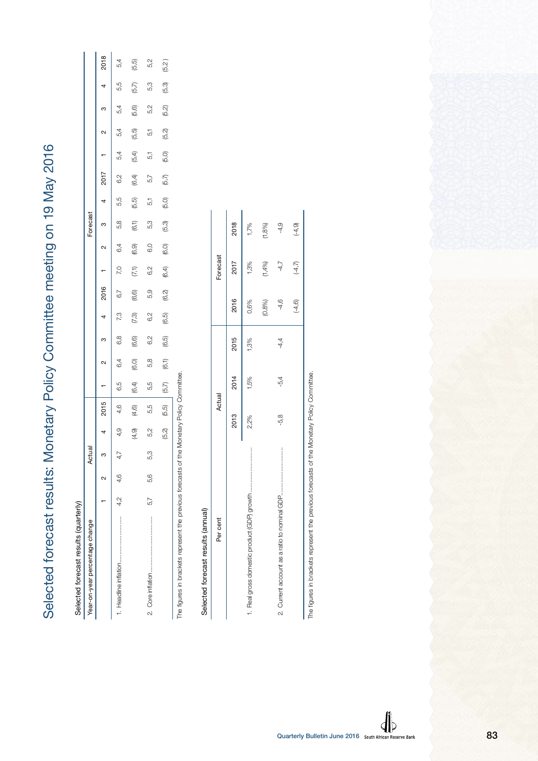# Selected forecast results: Monetary Policy Committee meeting on 19 May 2016

## Selected forecast results (quarterly)

| Year-on-year percentage change | Actual | | | | | | | | Forecast | | | | | | | | | |
|---|---|---|---|---|---|---|---|---|---|---|---|---|---|---|---|---|---|---|
| | 1 | 2 | 3 | 4 | 2015 | 1 | 2 | 3 | 4 | 2016 | 1 | 2 | 3 | 4 | 2017 | 1 | 2 | 3 | 4 | 2018 |
| 1. Headline inflation | 4,2 | 4,6 | 4,7 | 4,9 | 4,6 | 6,5 | 6,4 | 6,8 | 7,3 | 6,7 | 7,0 | 6,4 | 5,8 | 5,5 | 6,2 | 5,4 | 5,4 | 5,4 | 5,5 | 5,4 |
| | | | | (4,9) | (4,6) | (6,4) | (6,0) | (6,6) | (7,3) | (6,6) | (7,1) | (6,9) | (6,1) | (5,5) | (6,4) | (5,4) | (5,5) | (5,6) | (5,7) | (5,5) |
| 2. Core inflation | 5,7 | 5,6 | 5,3 | 5,2 | 5,5 | 5,5 | 5,8 | 6,2 | 6,2 | 5,9 | 6,2 | 6,0 | 5,3 | 5,1 | 5,7 | 5,1 | 5,1 | 5,2 | 5,3 | 5,2 |
| | | | | (5,2) | (5,5) | (5,7) | (6,1) | (6,5) | (6,5) | (6,2) | (6,4) | (6,0) | (5,3) | (5,0) | (5,7) | (5,0) | (5,2) | (5,2) | (5,3) | (5,2) |

The figures in brackets represent the previous forecasts of the Monetary Policy Committee.

## Selected forecast results (annual)

| Per cent | Actual | | | Forecast | | |
|---|---|---|---|---|---|---|
| | 2013 | 2014 | 2015 | 2016 | 2017 | 2018 |
| 1. Real gross domestic product (GDP) growth | 2,2% | 1,5% | 1,3% | 0,6% | 1,3% | 1,7% |
| | | | | (0,8%) | (1,4%) | (1,8%) |
| 2. Current account as a ratio to nominal GDP | -5,8 | -5,4 | -4,4 | -4,6 | -4,7 | -4,9 |
| | | | | (-4,6) | (-4,7) | (-4,9) |

The figures in brackets represent the previous forecasts of the Monetary Policy Committee.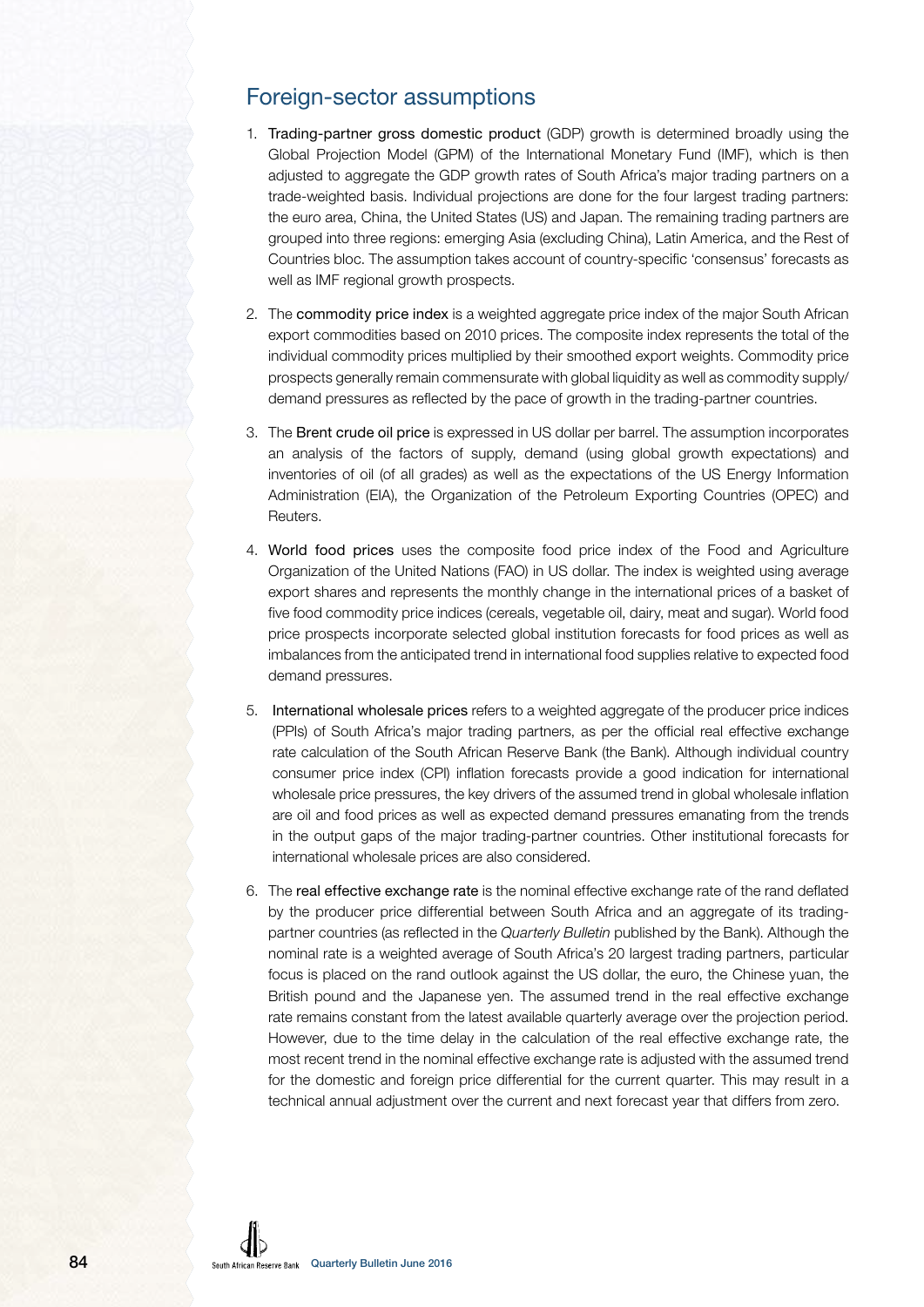## Foreign-sector assumptions

1. Trading-partner gross domestic product (GDP) growth is determined broadly using the Global Projection Model (GPM) of the International Monetary Fund (IMF), which is then adjusted to aggregate the GDP growth rates of South Africa's major trading partners on a trade-weighted basis. Individual projections are done for the four largest trading partners: the euro area, China, the United States (US) and Japan. The remaining trading partners are grouped into three regions: emerging Asia (excluding China), Latin America, and the Rest of Countries bloc. The assumption takes account of country-specific 'consensus' forecasts as well as IMF regional growth prospects.

2. The commodity price index is a weighted aggregate price index of the major South African export commodities based on 2010 prices. The composite index represents the total of the individual commodity prices multiplied by their smoothed export weights. Commodity price prospects generally remain commensurate with global liquidity as well as commodity supply/demand pressures as reflected by the pace of growth in the trading-partner countries.

3. The Brent crude oil price is expressed in US dollar per barrel. The assumption incorporates an analysis of the factors of supply, demand (using global growth expectations) and inventories of oil (of all grades) as well as the expectations of the US Energy Information Administration (EIA), the Organization of the Petroleum Exporting Countries (OPEC) and Reuters.

4. World food prices uses the composite food price index of the Food and Agriculture Organization of the United Nations (FAO) in US dollar. The index is weighted using average export shares and represents the monthly change in the international prices of a basket of five food commodity price indices (cereals, vegetable oil, dairy, meat and sugar). World food price prospects incorporate selected global institution forecasts for food prices as well as imbalances from the anticipated trend in international food supplies relative to expected food demand pressures.

5. International wholesale prices refers to a weighted aggregate of the producer price indices (PPIs) of South Africa's major trading partners, as per the official real effective exchange rate calculation of the South African Reserve Bank (the Bank). Although individual country consumer price index (CPI) inflation forecasts provide a good indication for international wholesale price pressures, the key drivers of the assumed trend in global wholesale inflation are oil and food prices as well as expected demand pressures emanating from the trends in the output gaps of the major trading-partner countries. Other institutional forecasts for international wholesale prices are also considered.

6. The real effective exchange rate is the nominal effective exchange rate of the rand deflated by the producer price differential between South Africa and an aggregate of its trading-partner countries (as reflected in the *Quarterly Bulletin* published by the Bank). Although the nominal rate is a weighted average of South Africa's 20 largest trading partners, particular focus is placed on the rand outlook against the US dollar, the euro, the Chinese yuan, the British pound and the Japanese yen. The assumed trend in the real effective exchange rate remains constant from the latest available quarterly average over the projection period. However, due to the time delay in the calculation of the real effective exchange rate, the most recent trend in the nominal effective exchange rate is adjusted with the assumed trend for the domestic and foreign price differential for the current quarter. This may result in a technical annual adjustment over the current and next forecast year that differs from zero.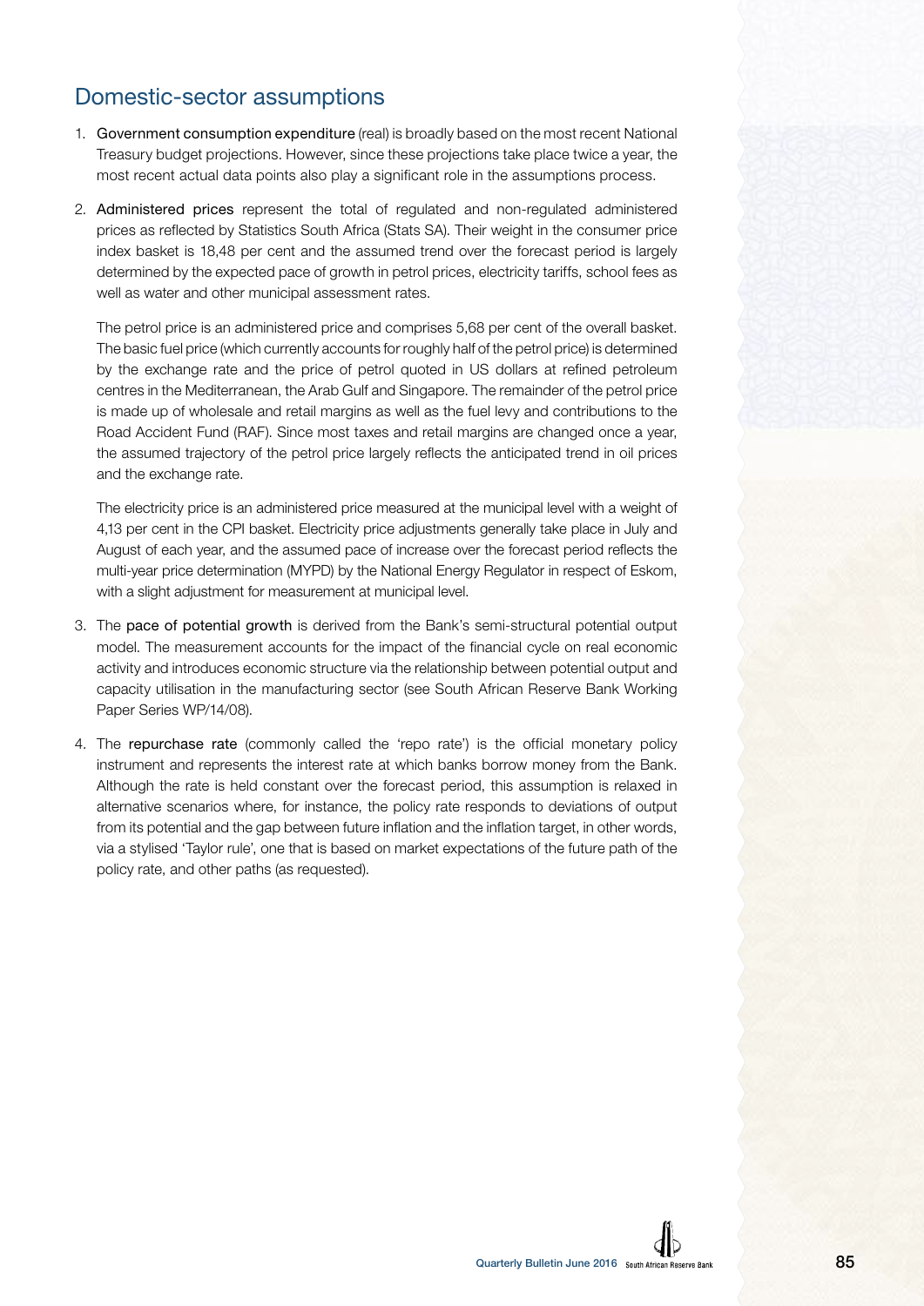## Domestic-sector assumptions

1. **Government consumption expenditure** (real) is broadly based on the most recent National Treasury budget projections. However, since these projections take place twice a year, the most recent actual data points also play a significant role in the assumptions process.

2. **Administered prices** represent the total of regulated and non-regulated administered prices as reflected by Statistics South Africa (Stats SA). Their weight in the consumer price index basket is 18,48 per cent and the assumed trend over the forecast period is largely determined by the expected pace of growth in petrol prices, electricity tariffs, school fees as well as water and other municipal assessment rates.

   The petrol price is an administered price and comprises 5,68 per cent of the overall basket. The basic fuel price (which currently accounts for roughly half of the petrol price) is determined by the exchange rate and the price of petrol quoted in US dollars at refined petroleum centres in the Mediterranean, the Arab Gulf and Singapore. The remainder of the petrol price is made up of wholesale and retail margins as well as the fuel levy and contributions to the Road Accident Fund (RAF). Since most taxes and retail margins are changed once a year, the assumed trajectory of the petrol price largely reflects the anticipated trend in oil prices and the exchange rate.

   The electricity price is an administered price measured at the municipal level with a weight of 4,13 per cent in the CPI basket. Electricity price adjustments generally take place in July and August of each year, and the assumed pace of increase over the forecast period reflects the multi-year price determination (MYPD) by the National Energy Regulator in respect of Eskom, with a slight adjustment for measurement at municipal level.

3. The **pace of potential growth** is derived from the Bank's semi-structural potential output model. The measurement accounts for the impact of the financial cycle on real economic activity and introduces economic structure via the relationship between potential output and capacity utilisation in the manufacturing sector (see South African Reserve Bank Working Paper Series WP/14/08).

4. The **repurchase rate** (commonly called the 'repo rate') is the official monetary policy instrument and represents the interest rate at which banks borrow money from the Bank. Although the rate is held constant over the forecast period, this assumption is relaxed in alternative scenarios where, for instance, the policy rate responds to deviations of output from its potential and the gap between future inflation and the inflation target, in other words, via a stylised 'Taylor rule', one that is based on market expectations of the future path of the policy rate, and other paths (as requested).